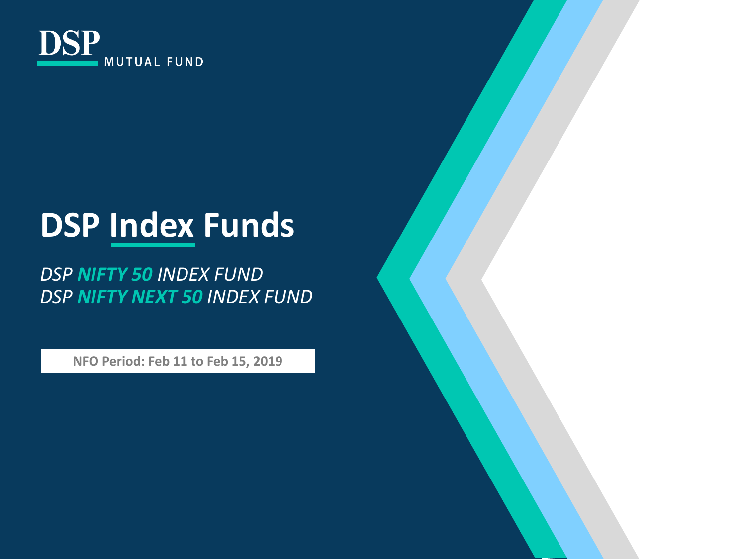DSP MUTUAL FUND

# DSP Index Funds

*DSP **NIFTY 50** INDEX FUND*
*DSP **NIFTY NEXT 50** INDEX FUND*

**NFO Period: Feb 11 to Feb 15, 2019**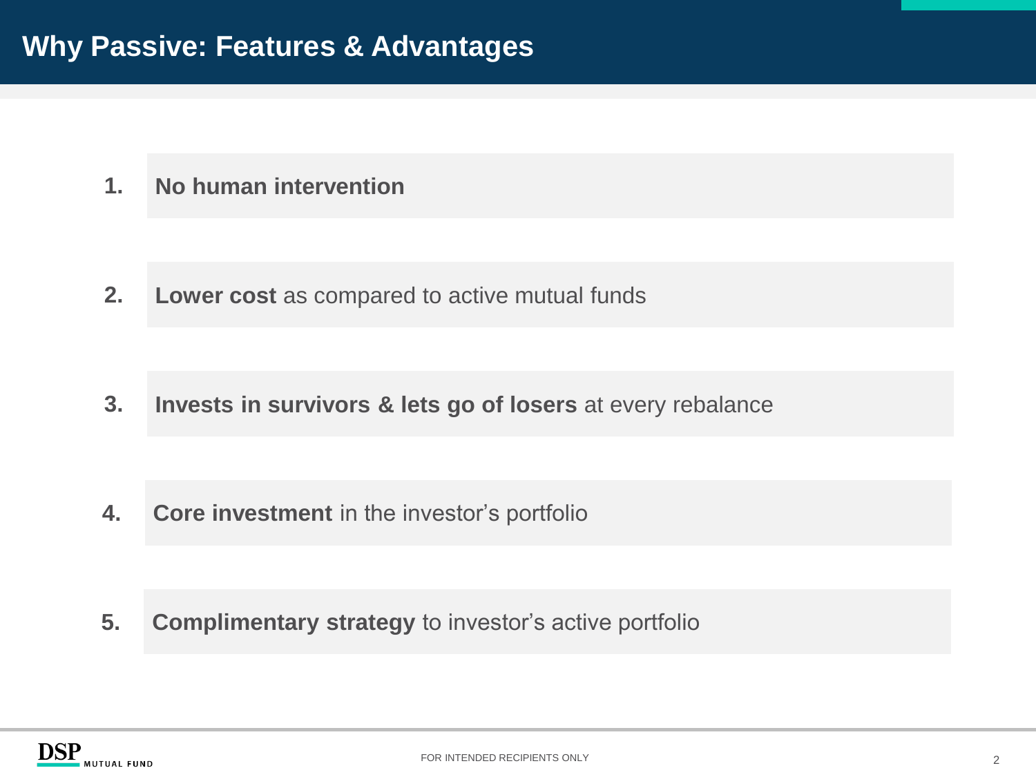# Why Passive: Features & Advantages

1. **No human intervention**
2. **Lower cost** as compared to active mutual funds
3. **Invests in survivors & lets go of losers** at every rebalance
4. **Core investment** in the investor's portfolio
5. **Complimentary strategy** to investor's active portfolio

FOR INTENDED RECIPIENTS ONLY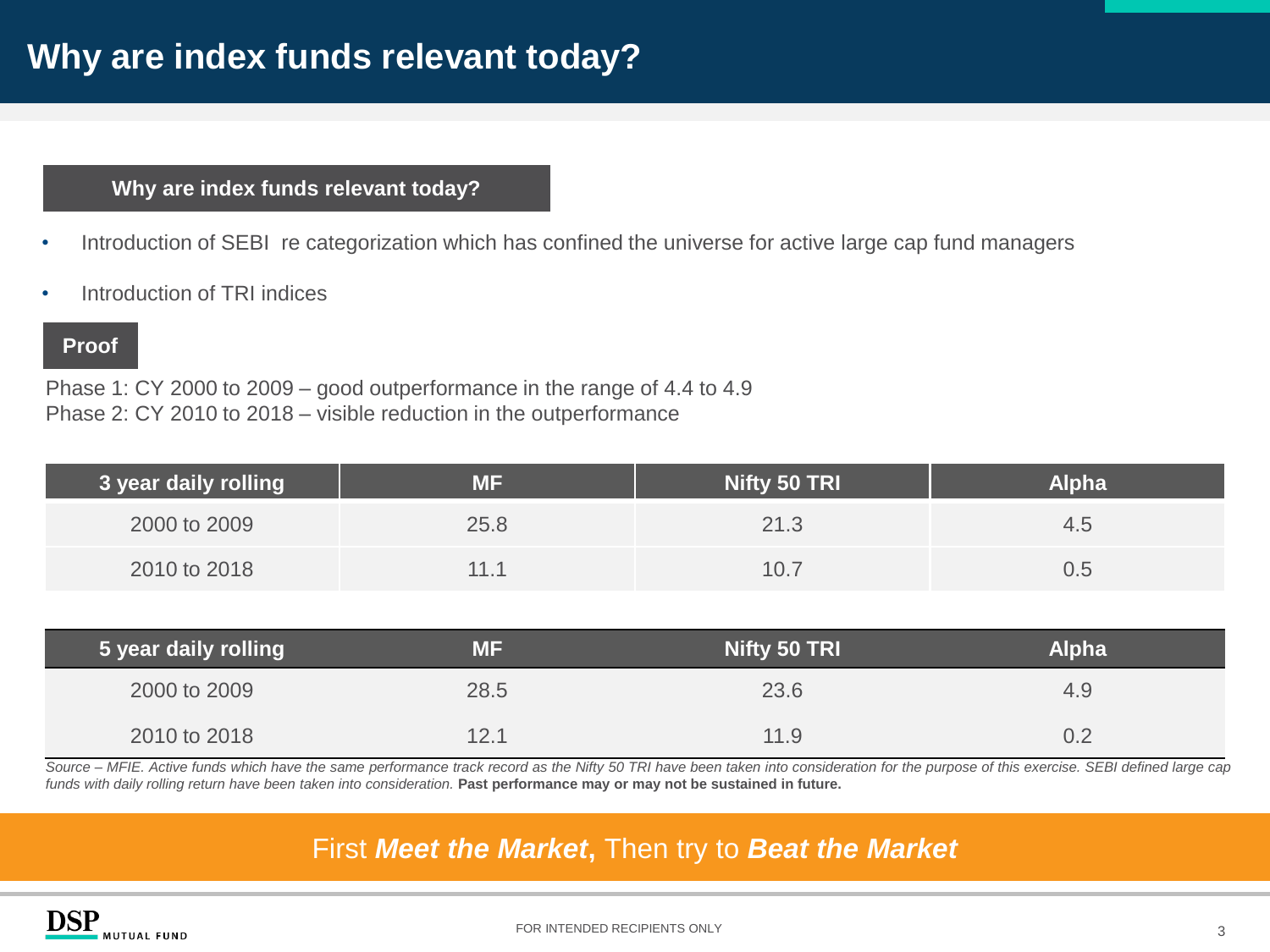# Why are index funds relevant today?

## Why are index funds relevant today?

- Introduction of SEBI  re categorization which has confined the universe for active large cap fund managers
- Introduction of TRI indices

## Proof

Phase 1: CY 2000 to 2009 – good outperformance in the range of 4.4 to 4.9
Phase 2: CY 2010 to 2018 – visible reduction in the outperformance

| 3 year daily rolling | MF | Nifty 50 TRI | Alpha |
|---|---|---|---|
| 2000 to 2009 | 25.8 | 21.3 | 4.5 |
| 2010 to 2018 | 11.1 | 10.7 | 0.5 |

| 5 year daily rolling | MF | Nifty 50 TRI | Alpha |
|---|---|---|---|
| 2000 to 2009 | 28.5 | 23.6 | 4.9 |
| 2010 to 2018 | 12.1 | 11.9 | 0.2 |

*Source – MFIE. Active funds which have the same performance track record as the Nifty 50 TRI have been taken into consideration for the purpose of this exercise. SEBI defined large cap funds with daily rolling return have been taken into consideration.* **Past performance may or may not be sustained in future.**

First ***Meet the Market***, Then try to ***Beat the Market***

DSP MUTUAL FUND

FOR INTENDED RECIPIENTS ONLY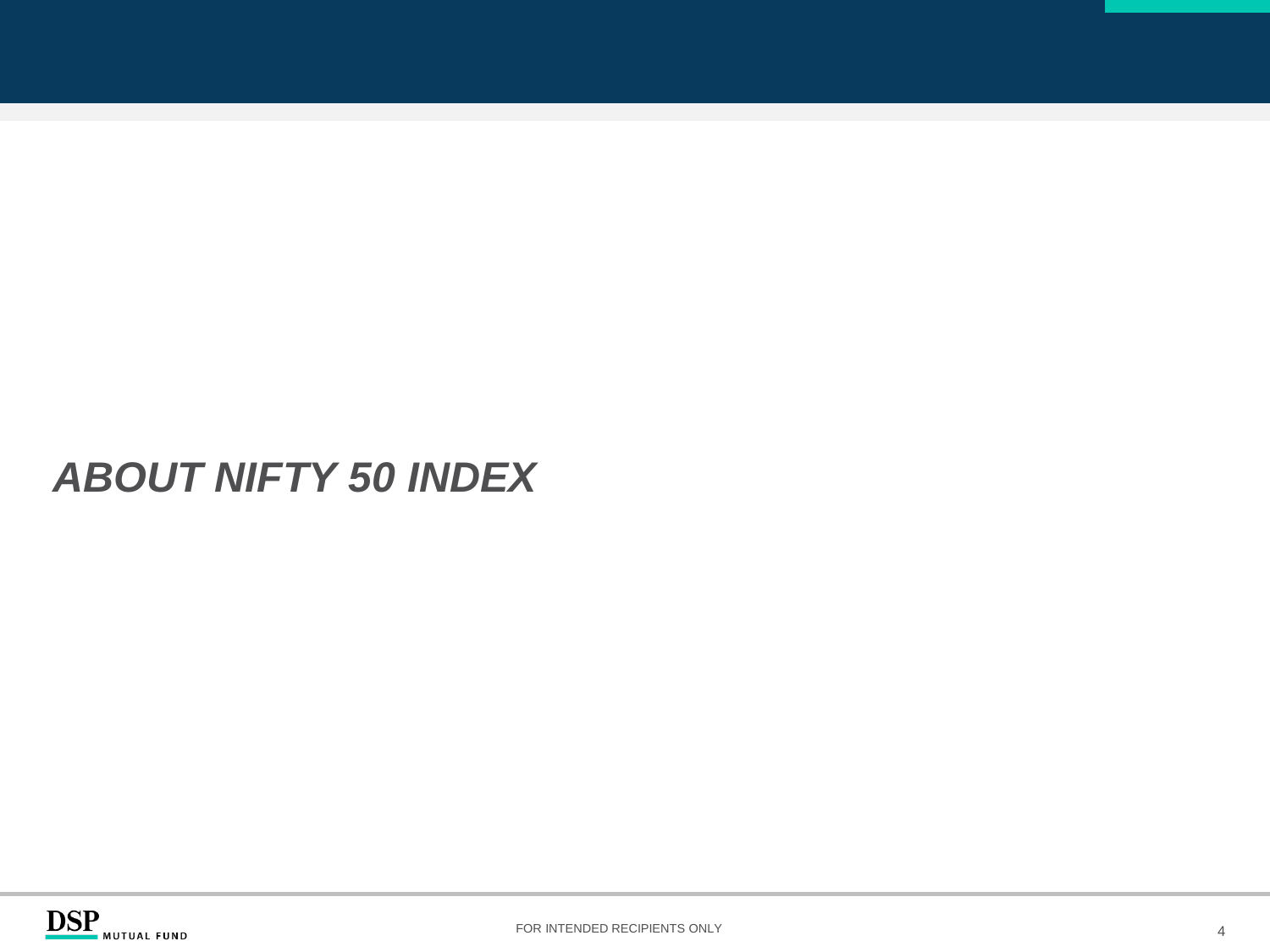# *ABOUT NIFTY 50 INDEX*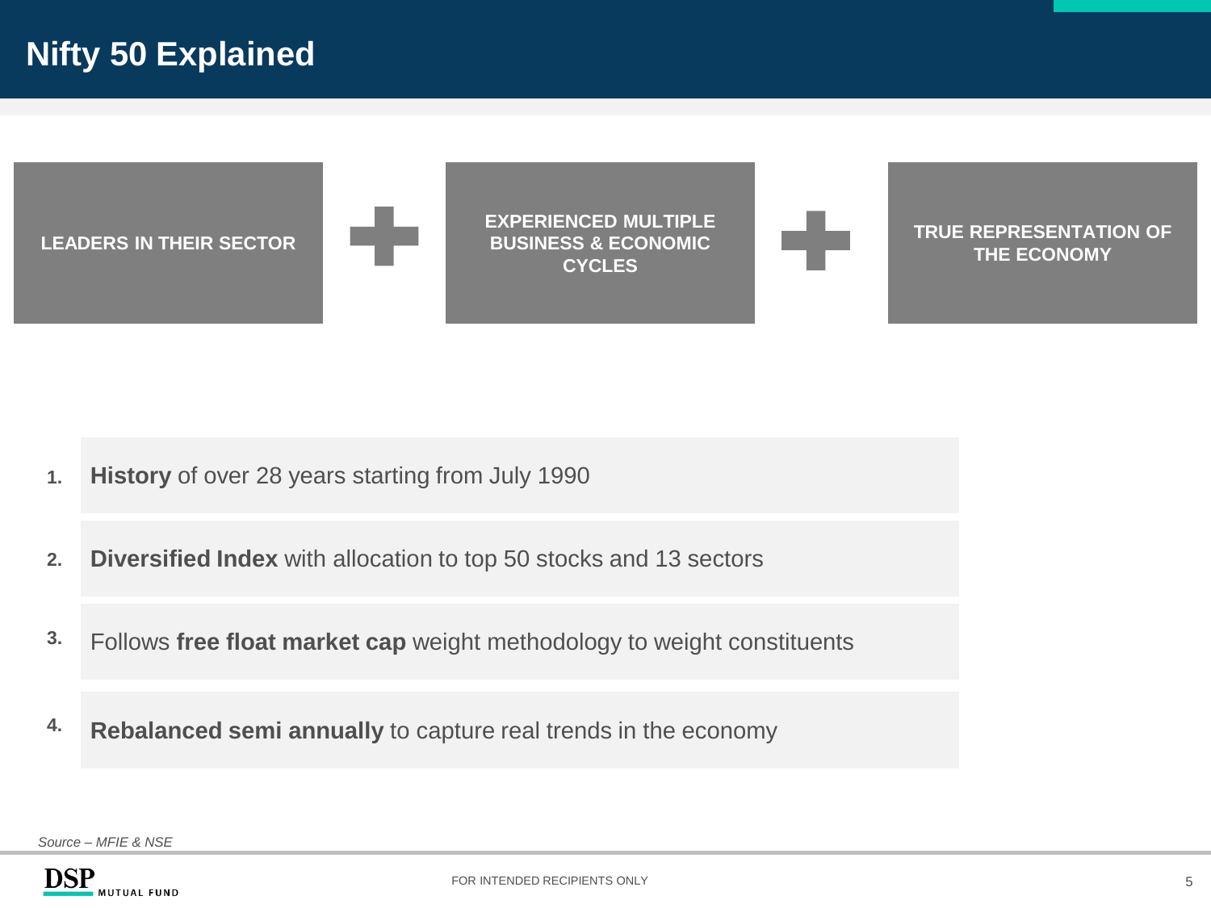# Nifty 50 Explained

**LEADERS IN THEIR SECTOR** + **EXPERIENCED MULTIPLE BUSINESS & ECONOMIC CYCLES** + **TRUE REPRESENTATION OF THE ECONOMY**

1. **History** of over 28 years starting from July 1990
2. **Diversified Index** with allocation to top 50 stocks and 13 sectors
3. Follows **free float market cap** weight methodology to weight constituents
4. **Rebalanced semi annually** to capture real trends in the economy

*Source – MFIE & NSE*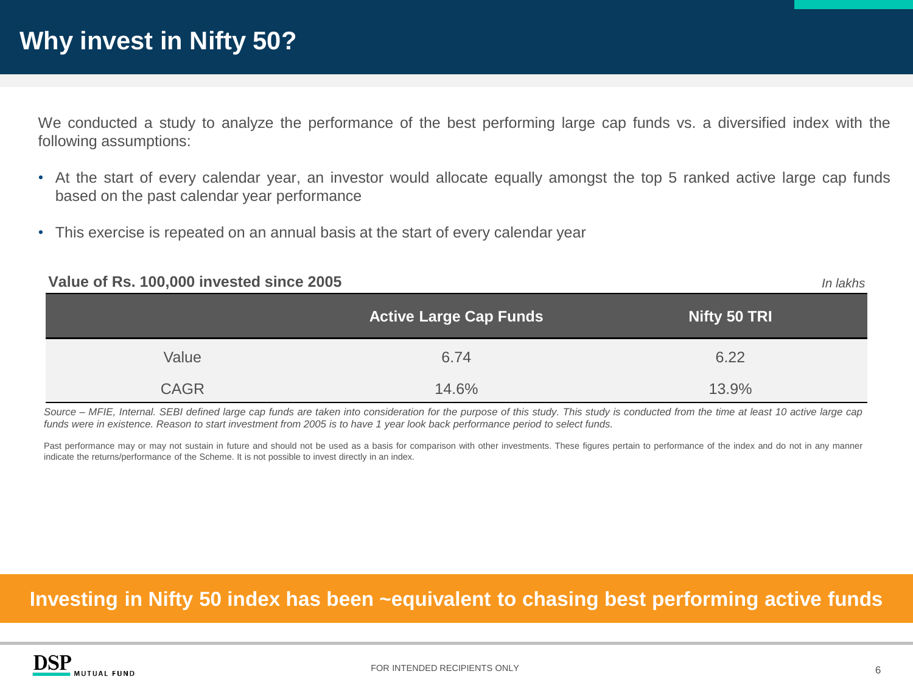# Why invest in Nifty 50?

We conducted a study to analyze the performance of the best performing large cap funds vs. a diversified index with the following assumptions:

- At the start of every calendar year, an investor would allocate equally amongst the top 5 ranked active large cap funds based on the past calendar year performance
- This exercise is repeated on an annual basis at the start of every calendar year

**Value of Rs. 100,000 invested since 2005** *In lakhs*

| | Active Large Cap Funds | Nifty 50 TRI |
|---|---|---|
| Value | 6.74 | 6.22 |
| CAGR | 14.6% | 13.9% |

*Source – MFIE, Internal. SEBI defined large cap funds are taken into consideration for the purpose of this study. This study is conducted from the time at least 10 active large cap funds were in existence. Reason to start investment from 2005 is to have 1 year look back performance period to select funds.*

Past performance may or may not sustain in future and should not be used as a basis for comparison with other investments. These figures pertain to performance of the index and do not in any manner indicate the returns/performance of the Scheme. It is not possible to invest directly in an index.

**Investing in Nifty 50 index has been ~equivalent to chasing best performing active funds**

FOR INTENDED RECIPIENTS ONLY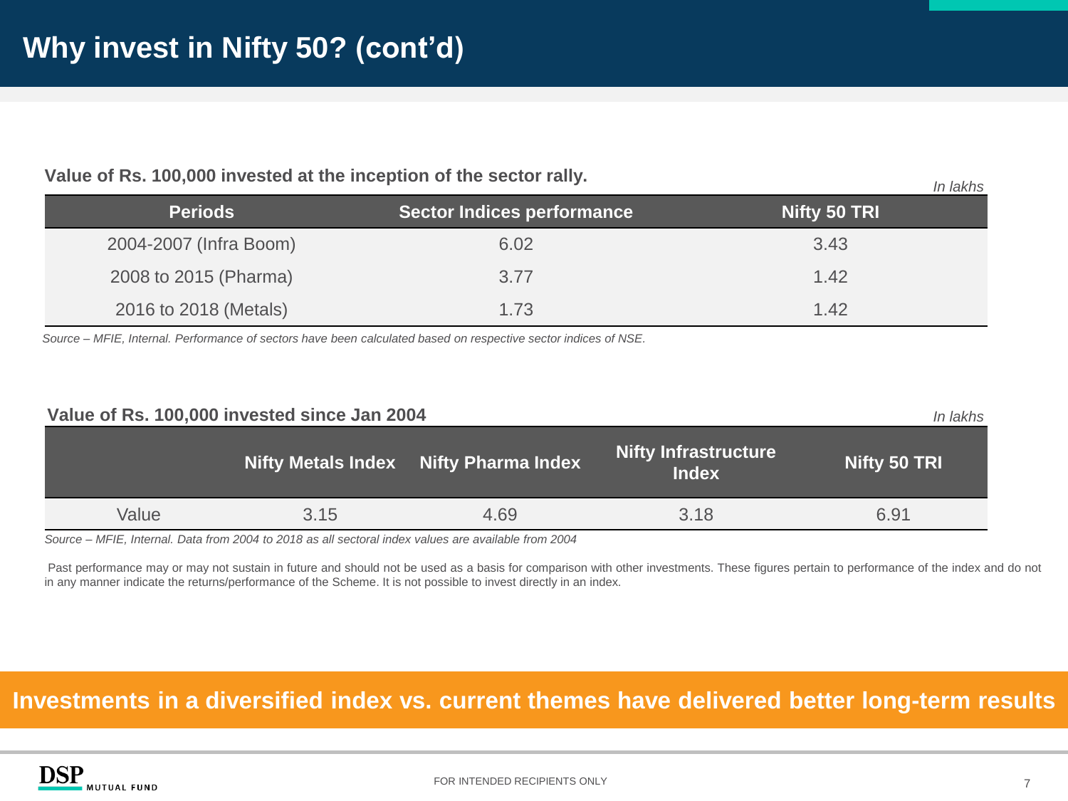# Why invest in Nifty 50? (cont'd)

**Value of Rs. 100,000 invested at the inception of the sector rally.**

*In lakhs*

| Periods | Sector Indices performance | Nifty 50 TRI |
|---|---|---|
| 2004-2007 (Infra Boom) | 6.02 | 3.43 |
| 2008 to 2015 (Pharma) | 3.77 | 1.42 |
| 2016 to 2018 (Metals) | 1.73 | 1.42 |

*Source – MFIE, Internal. Performance of sectors have been calculated based on respective sector indices of NSE.*

**Value of Rs. 100,000 invested since Jan 2004**

*In lakhs*

| | Nifty Metals Index | Nifty Pharma Index | Nifty Infrastructure Index | Nifty 50 TRI |
|---|---|---|---|---|
| Value | 3.15 | 4.69 | 3.18 | 6.91 |

*Source – MFIE, Internal. Data from 2004 to 2018 as all sectoral index values are available from 2004*

Past performance may or may not sustain in future and should not be used as a basis for comparison with other investments. These figures pertain to performance of the index and do not in any manner indicate the returns/performance of the Scheme. It is not possible to invest directly in an index.

**Investments in a diversified index vs. current themes have delivered better long-term results**

FOR INTENDED RECIPIENTS ONLY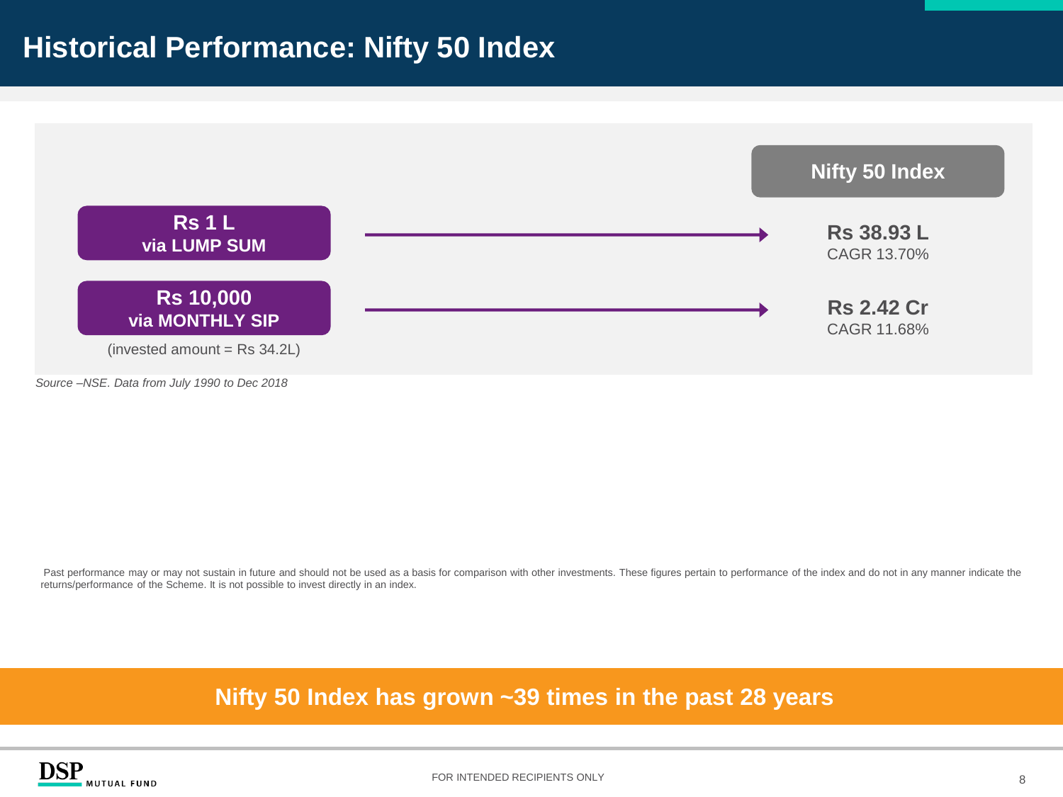# Historical Performance: Nifty 50 Index

| Investment | Nifty 50 Index |
|---|---|
| **Rs 1 L** via LUMP SUM | **Rs 38.93 L** CAGR 13.70% |
| **Rs 10,000** via MONTHLY SIP (invested amount = Rs 34.2L) | **Rs 2.42 Cr** CAGR 11.68% |

*Source –NSE. Data from July 1990 to Dec 2018*

Past performance may or may not sustain in future and should not be used as a basis for comparison with other investments. These figures pertain to performance of the index and do not in any manner indicate the returns/performance of the Scheme. It is not possible to invest directly in an index.

**Nifty 50 Index has grown ~39 times in the past 28 years**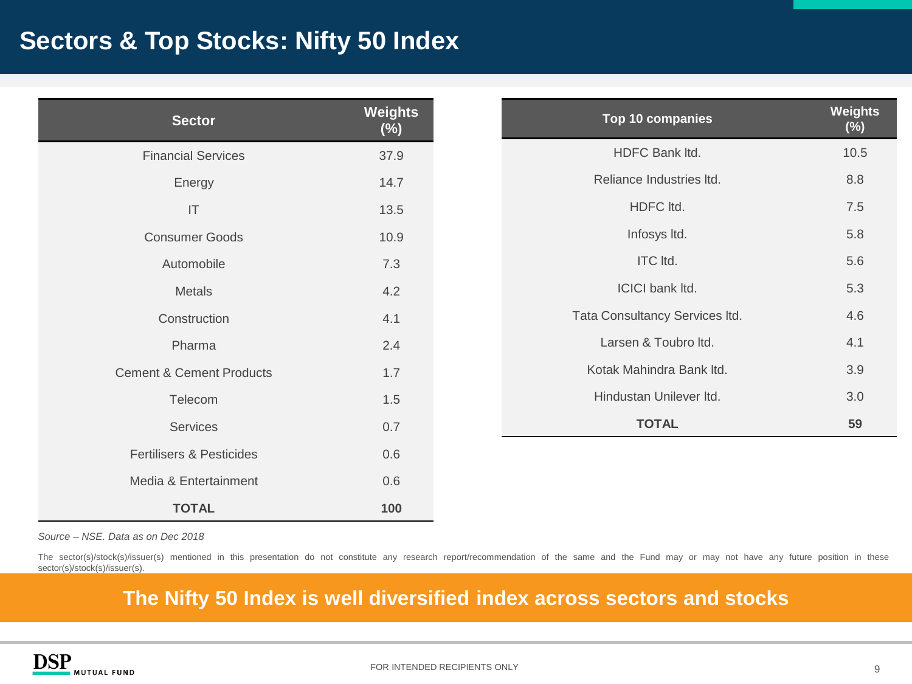# Sectors & Top Stocks: Nifty 50 Index

| Sector | Weights (%) |
|---|---|
| Financial Services | 37.9 |
| Energy | 14.7 |
| IT | 13.5 |
| Consumer Goods | 10.9 |
| Automobile | 7.3 |
| Metals | 4.2 |
| Construction | 4.1 |
| Pharma | 2.4 |
| Cement & Cement Products | 1.7 |
| Telecom | 1.5 |
| Services | 0.7 |
| Fertilisers & Pesticides | 0.6 |
| Media & Entertainment | 0.6 |
| **TOTAL** | **100** |

| Top 10 companies | Weights (%) |
|---|---|
| HDFC Bank ltd. | 10.5 |
| Reliance Industries ltd. | 8.8 |
| HDFC ltd. | 7.5 |
| Infosys ltd. | 5.8 |
| ITC ltd. | 5.6 |
| ICICI bank ltd. | 5.3 |
| Tata Consultancy Services ltd. | 4.6 |
| Larsen & Toubro ltd. | 4.1 |
| Kotak Mahindra Bank ltd. | 3.9 |
| Hindustan Unilever ltd. | 3.0 |
| **TOTAL** | **59** |

*Source – NSE. Data as on Dec 2018*

The sector(s)/stock(s)/issuer(s) mentioned in this presentation do not constitute any research report/recommendation of the same and the Fund may or may not have any future position in these sector(s)/stock(s)/issuer(s).

**The Nifty 50 Index is well diversified index across sectors and stocks**

FOR INTENDED RECIPIENTS ONLY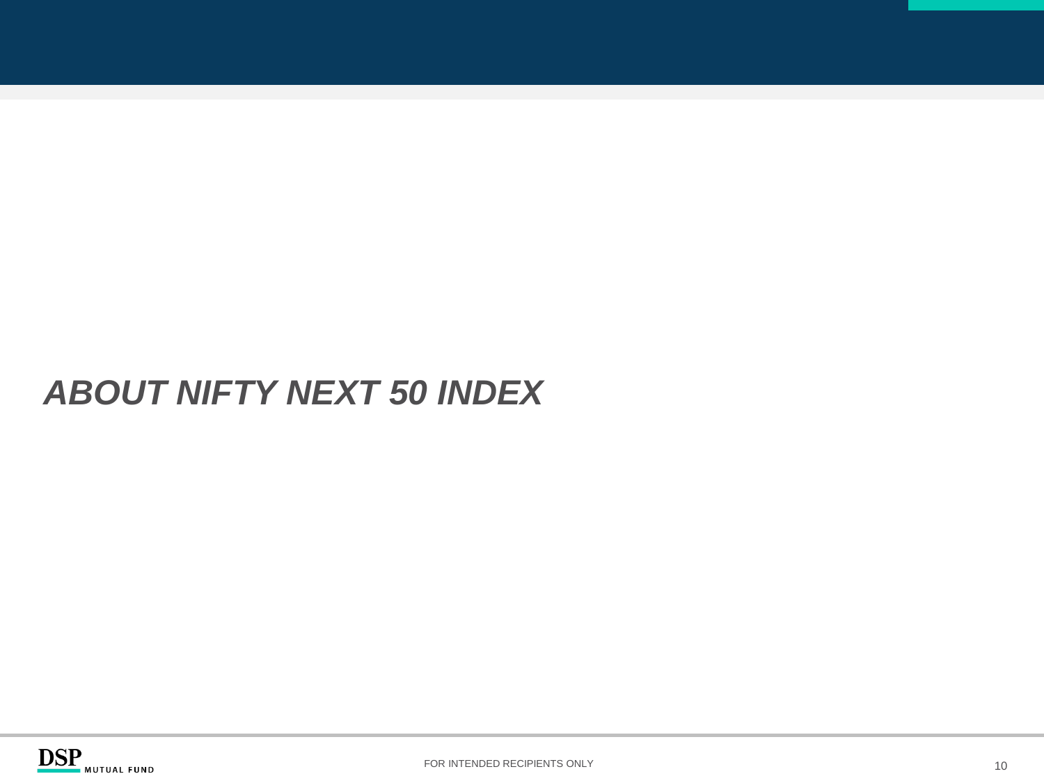# *ABOUT NIFTY NEXT 50 INDEX*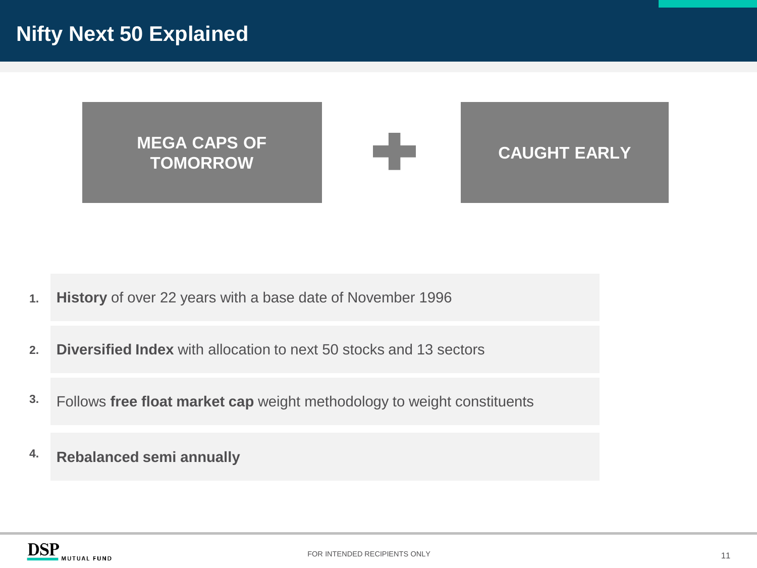# Nifty Next 50 Explained

**MEGA CAPS OF TOMORROW** + **CAUGHT EARLY**

1. **History** of over 22 years with a base date of November 1996
2. **Diversified Index** with allocation to next 50 stocks and 13 sectors
3. Follows **free float market cap** weight methodology to weight constituents
4. **Rebalanced semi annually**

FOR INTENDED RECIPIENTS ONLY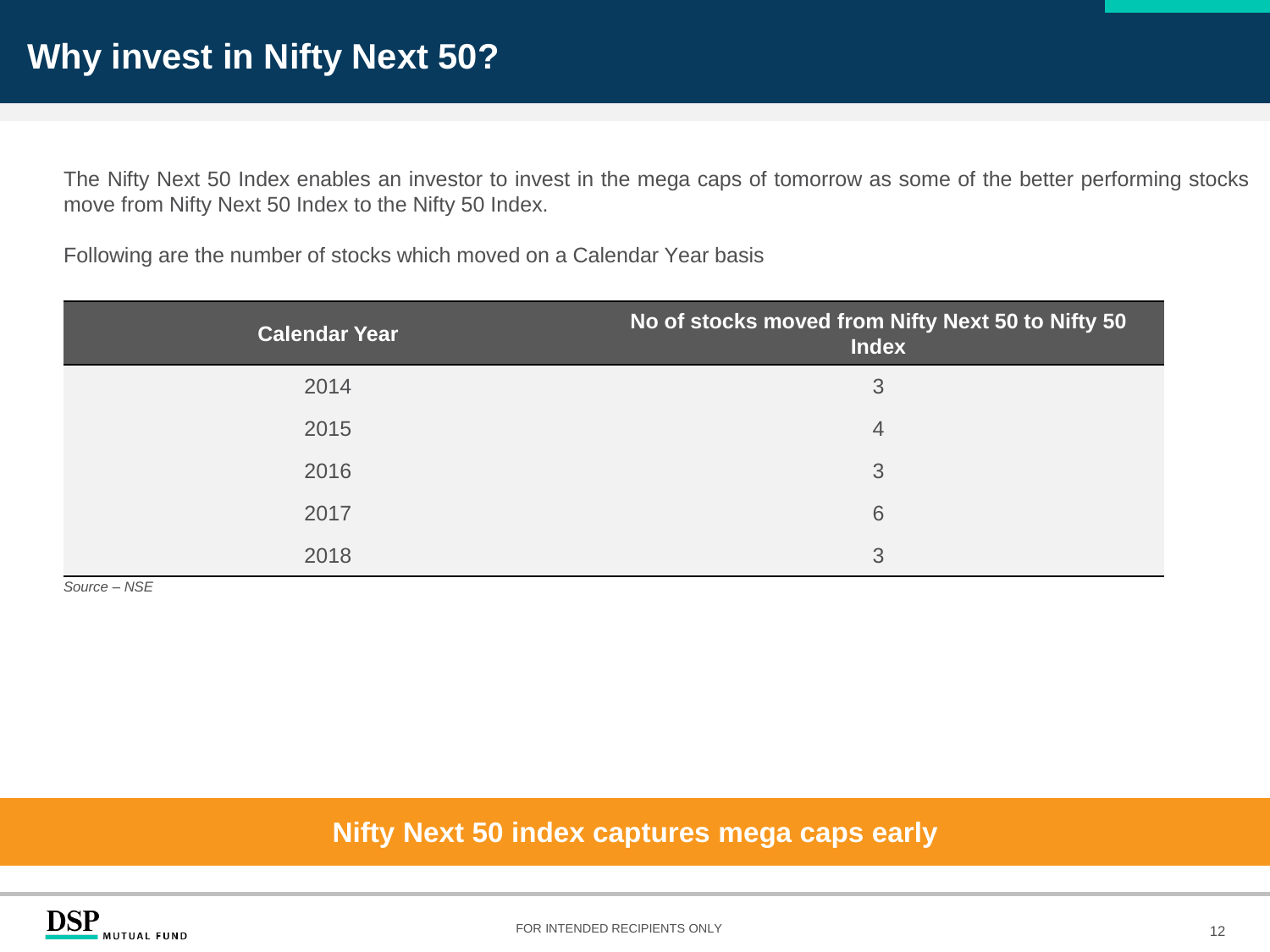# Why invest in Nifty Next 50?

The Nifty Next 50 Index enables an investor to invest in the mega caps of tomorrow as some of the better performing stocks move from Nifty Next 50 Index to the Nifty 50 Index.

Following are the number of stocks which moved on a Calendar Year basis

| Calendar Year | No of stocks moved from Nifty Next 50 to Nifty 50 Index |
|---|---|
| 2014 | 3 |
| 2015 | 4 |
| 2016 | 3 |
| 2017 | 6 |
| 2018 | 3 |

*Source – NSE*

**Nifty Next 50 index captures mega caps early**

FOR INTENDED RECIPIENTS ONLY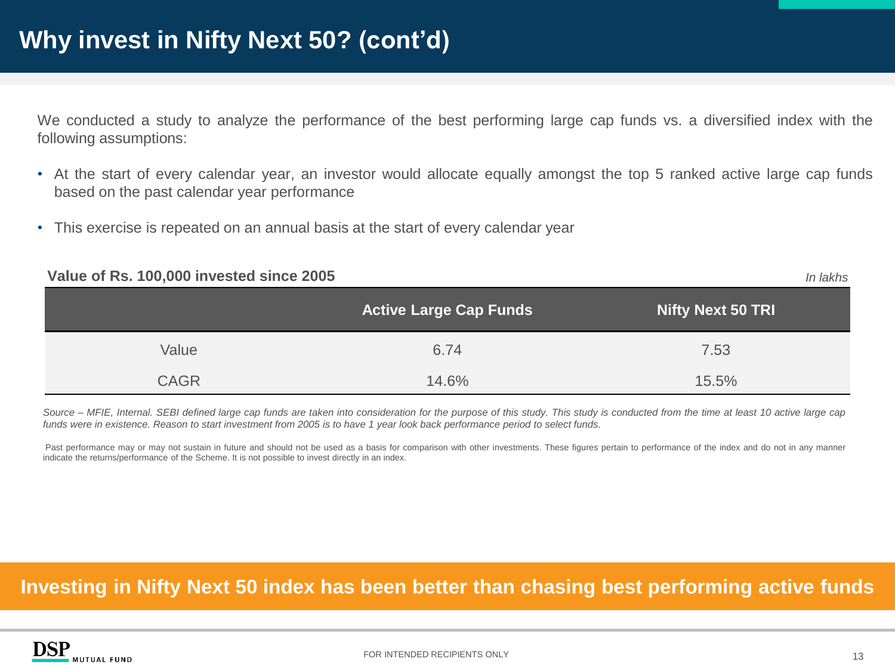# Why invest in Nifty Next 50? (cont'd)

We conducted a study to analyze the performance of the best performing large cap funds vs. a diversified index with the following assumptions:

- At the start of every calendar year, an investor would allocate equally amongst the top 5 ranked active large cap funds based on the past calendar year performance
- This exercise is repeated on an annual basis at the start of every calendar year

**Value of Rs. 100,000 invested since 2005** *In lakhs*

| | Active Large Cap Funds | Nifty Next 50 TRI |
|---|---|---|
| Value | 6.74 | 7.53 |
| CAGR | 14.6% | 15.5% |

*Source – MFIE, Internal. SEBI defined large cap funds are taken into consideration for the purpose of this study. This study is conducted from the time at least 10 active large cap funds were in existence. Reason to start investment from 2005 is to have 1 year look back performance period to select funds.*

Past performance may or may not sustain in future and should not be used as a basis for comparison with other investments. These figures pertain to performance of the index and do not in any manner indicate the returns/performance of the Scheme. It is not possible to invest directly in an index.

**Investing in Nifty Next 50 index has been better than chasing best performing active funds**

FOR INTENDED RECIPIENTS ONLY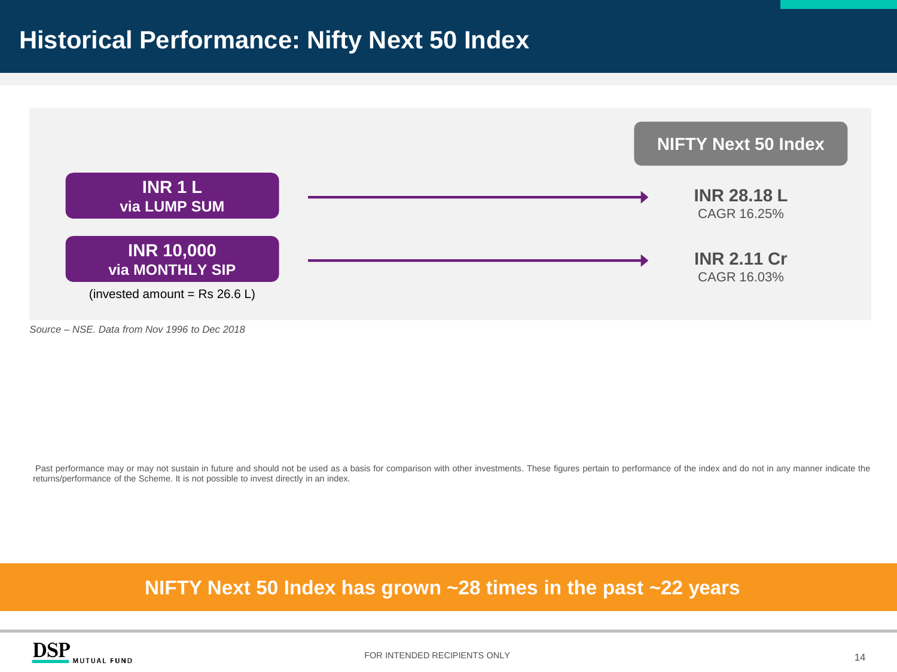# Historical Performance: Nifty Next 50 Index

| | NIFTY Next 50 Index |
|---|---|
| **INR 1 L via LUMP SUM** | **INR 28.18 L** CAGR 16.25% |
| **INR 10,000 via MONTHLY SIP** (invested amount = Rs 26.6 L) | **INR 2.11 Cr** CAGR 16.03% |

*Source – NSE. Data from Nov 1996 to Dec 2018*

Past performance may or may not sustain in future and should not be used as a basis for comparison with other investments. These figures pertain to performance of the index and do not in any manner indicate the returns/performance of the Scheme. It is not possible to invest directly in an index.

**NIFTY Next 50 Index has grown ~28 times in the past ~22 years**

FOR INTENDED RECIPIENTS ONLY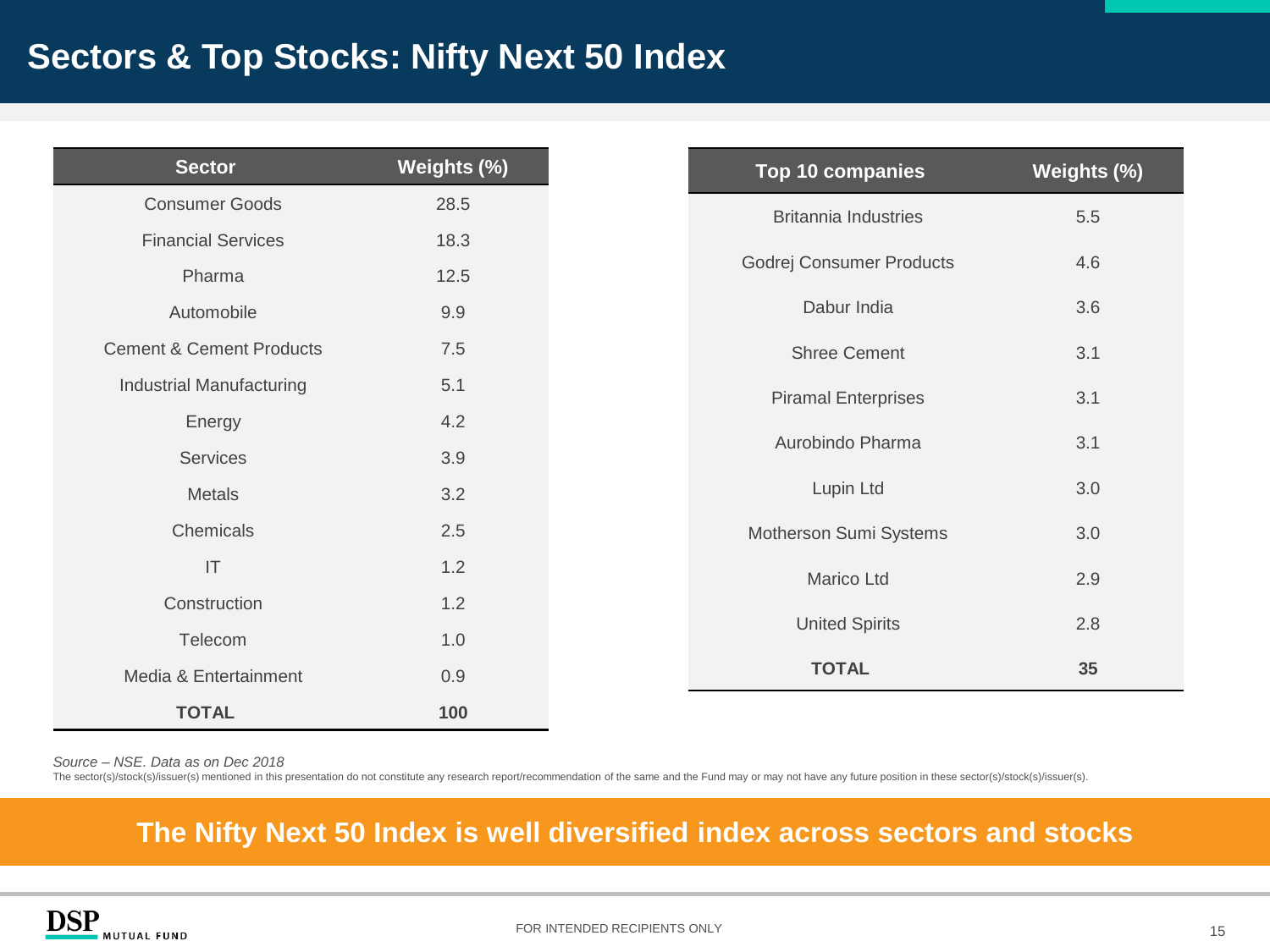# Sectors & Top Stocks: Nifty Next 50 Index

| Sector | Weights (%) |
| --- | --- |
| Consumer Goods | 28.5 |
| Financial Services | 18.3 |
| Pharma | 12.5 |
| Automobile | 9.9 |
| Cement & Cement Products | 7.5 |
| Industrial Manufacturing | 5.1 |
| Energy | 4.2 |
| Services | 3.9 |
| Metals | 3.2 |
| Chemicals | 2.5 |
| IT | 1.2 |
| Construction | 1.2 |
| Telecom | 1.0 |
| Media & Entertainment | 0.9 |
| **TOTAL** | **100** |

| Top 10 companies | Weights (%) |
| --- | --- |
| Britannia Industries | 5.5 |
| Godrej Consumer Products | 4.6 |
| Dabur India | 3.6 |
| Shree Cement | 3.1 |
| Piramal Enterprises | 3.1 |
| Aurobindo Pharma | 3.1 |
| Lupin Ltd | 3.0 |
| Motherson Sumi Systems | 3.0 |
| Marico Ltd | 2.9 |
| United Spirits | 2.8 |
| **TOTAL** | **35** |

*Source – NSE. Data as on Dec 2018*

The sector(s)/stock(s)/issuer(s) mentioned in this presentation do not constitute any research report/recommendation of the same and the Fund may or may not have any future position in these sector(s)/stock(s)/issuer(s).

**The Nifty Next 50 Index is well diversified index across sectors and stocks**

FOR INTENDED RECIPIENTS ONLY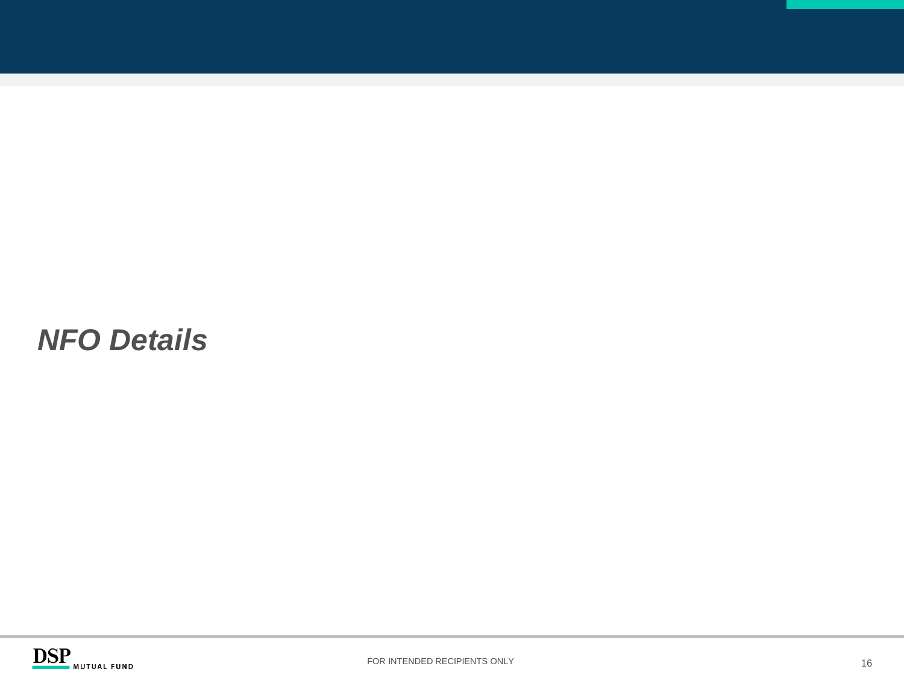# *NFO Details*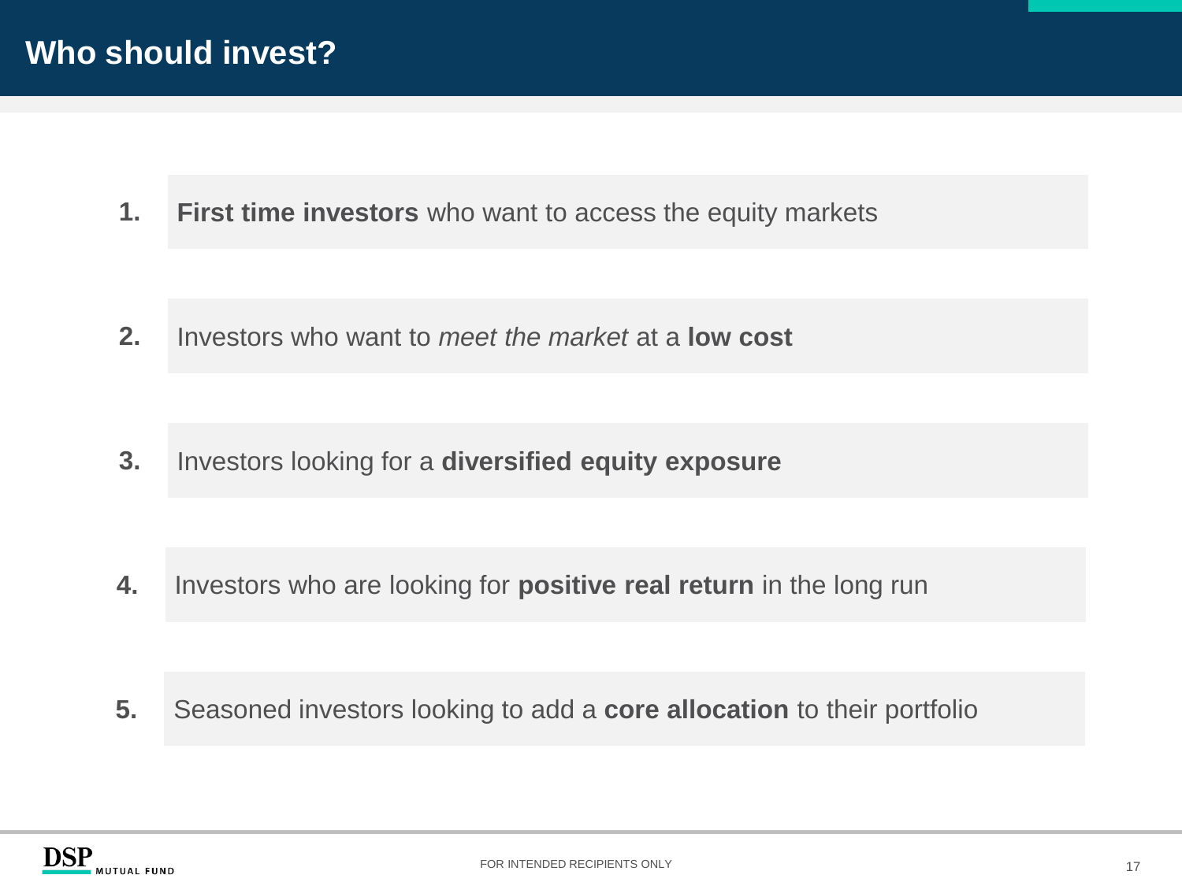# Who should invest?

1. **First time investors** who want to access the equity markets

2. Investors who want to *meet the market* at a **low cost**

3. Investors looking for a **diversified equity exposure**

4. Investors who are looking for **positive real return** in the long run

5. Seasoned investors looking to add a **core allocation** to their portfolio

FOR INTENDED RECIPIENTS ONLY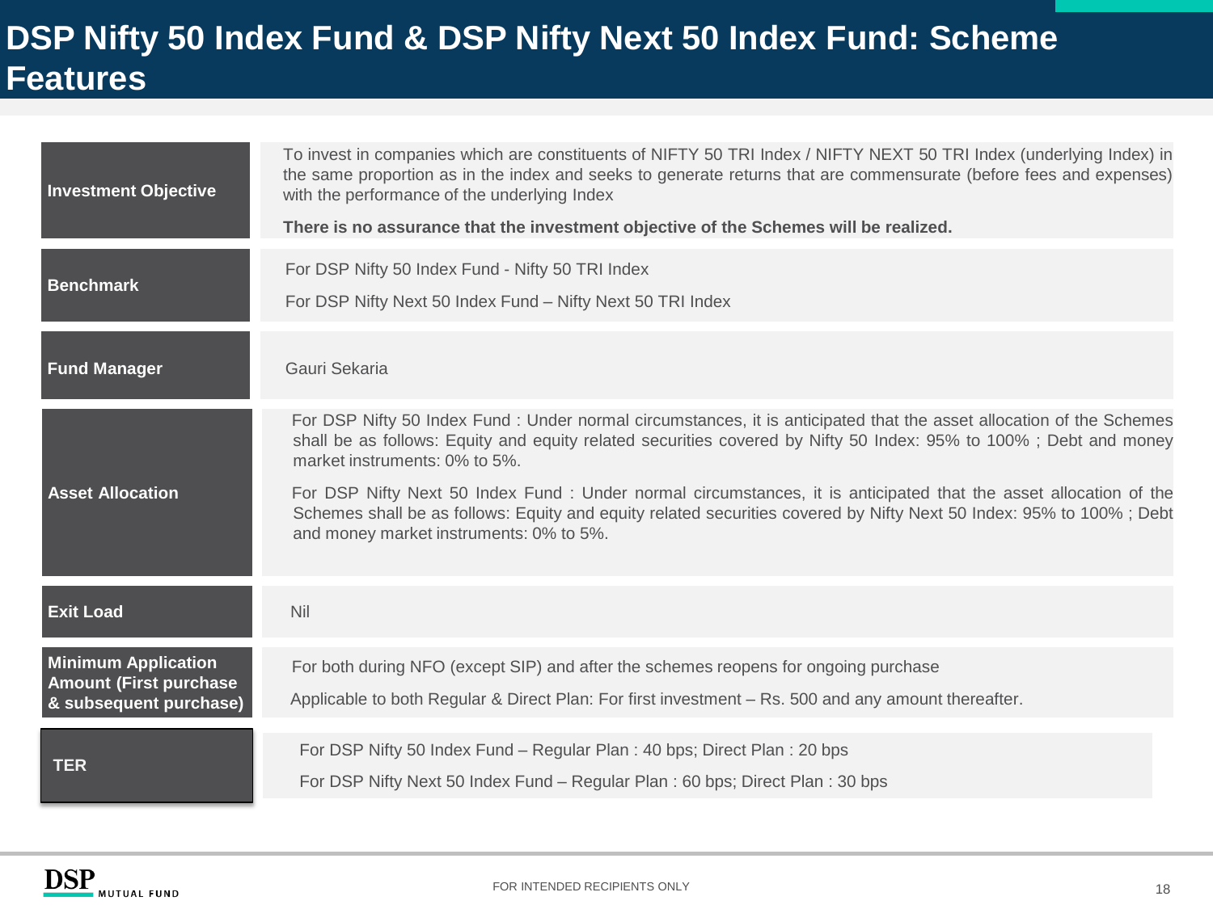# DSP Nifty 50 Index Fund & DSP Nifty Next 50 Index Fund: Scheme Features

| | |
|---|---|
| **Investment Objective** | To invest in companies which are constituents of NIFTY 50 TRI Index / NIFTY NEXT 50 TRI Index (underlying Index) in the same proportion as in the index and seeks to generate returns that are commensurate (before fees and expenses) with the performance of the underlying Index<br><br>**There is no assurance that the investment objective of the Schemes will be realized.** |
| **Benchmark** | For DSP Nifty 50 Index Fund - Nifty 50 TRI Index<br><br>For DSP Nifty Next 50 Index Fund – Nifty Next 50 TRI Index |
| **Fund Manager** | Gauri Sekaria |
| **Asset Allocation** | For DSP Nifty 50 Index Fund : Under normal circumstances, it is anticipated that the asset allocation of the Schemes shall be as follows: Equity and equity related securities covered by Nifty 50 Index: 95% to 100% ; Debt and money market instruments: 0% to 5%.<br><br>For DSP Nifty Next 50 Index Fund : Under normal circumstances, it is anticipated that the asset allocation of the Schemes shall be as follows: Equity and equity related securities covered by Nifty Next 50 Index: 95% to 100% ; Debt and money market instruments: 0% to 5%. |
| **Exit Load** | Nil |
| **Minimum Application Amount (First purchase & subsequent purchase)** | For both during NFO (except SIP) and after the schemes reopens for ongoing purchase<br><br>Applicable to both Regular & Direct Plan: For first investment – Rs. 500 and any amount thereafter. |
| **TER** | For DSP Nifty 50 Index Fund – Regular Plan : 40 bps; Direct Plan : 20 bps<br><br>For DSP Nifty Next 50 Index Fund – Regular Plan : 60 bps; Direct Plan : 30 bps |

FOR INTENDED RECIPIENTS ONLY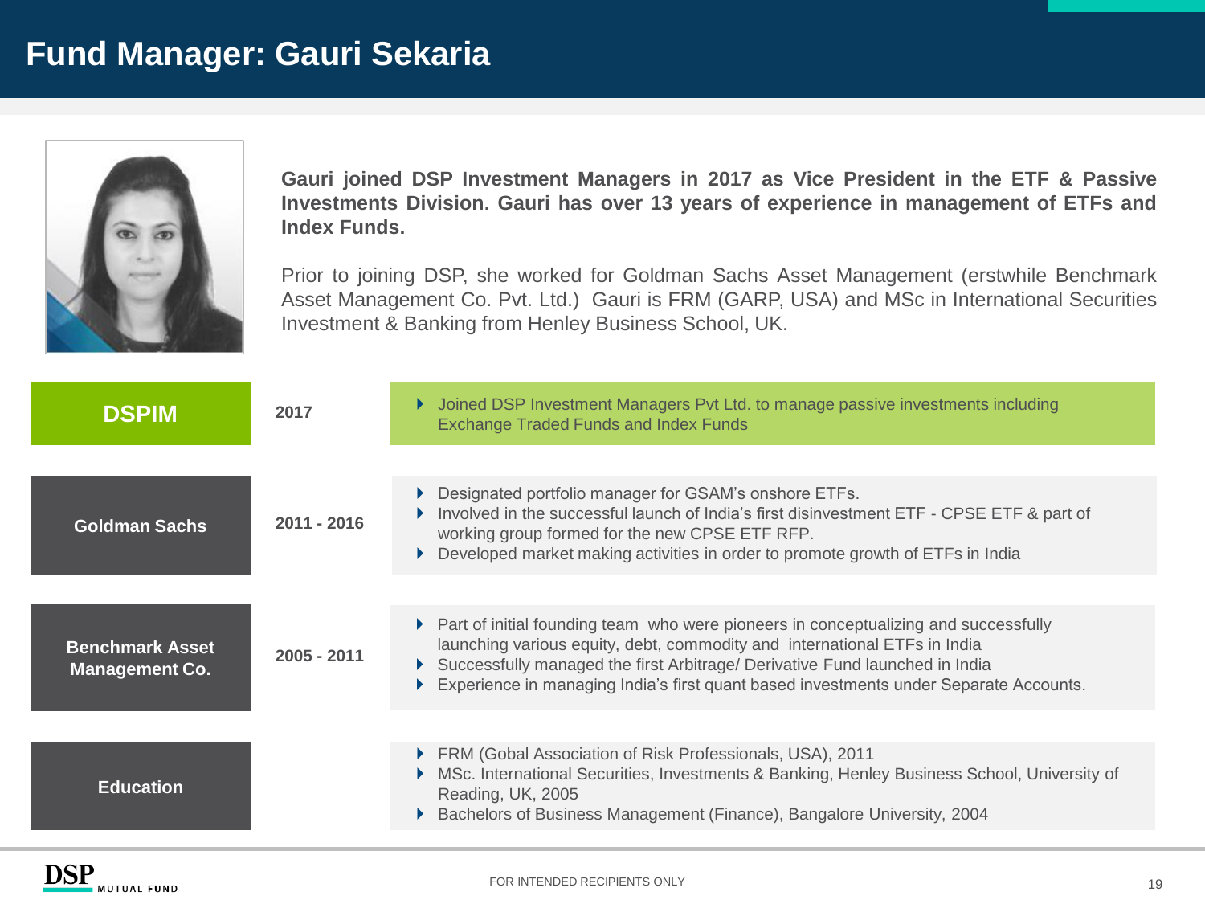# Fund Manager: Gauri Sekaria

**Gauri joined DSP Investment Managers in 2017 as Vice President in the ETF & Passive Investments Division. Gauri has over 13 years of experience in management of ETFs and Index Funds.**

Prior to joining DSP, she worked for Goldman Sachs Asset Management (erstwhile Benchmark Asset Management Co. Pvt. Ltd.) Gauri is FRM (GARP, USA) and MSc in International Securities Investment & Banking from Henley Business School, UK.

| | | |
|---|---|---|
| **DSPIM** | **2017** | • Joined DSP Investment Managers Pvt Ltd. to manage passive investments including Exchange Traded Funds and Index Funds |
| **Goldman Sachs** | **2011 - 2016** | • Designated portfolio manager for GSAM's onshore ETFs.<br>• Involved in the successful launch of India's first disinvestment ETF - CPSE ETF & part of working group formed for the new CPSE ETF RFP.<br>• Developed market making activities in order to promote growth of ETFs in India |
| **Benchmark Asset Management Co.** | **2005 - 2011** | • Part of initial founding team who were pioneers in conceptualizing and successfully launching various equity, debt, commodity and international ETFs in India<br>• Successfully managed the first Arbitrage/ Derivative Fund launched in India<br>• Experience in managing India's first quant based investments under Separate Accounts. |
| **Education** | | • FRM (Gobal Association of Risk Professionals, USA), 2011<br>• MSc. International Securities, Investments & Banking, Henley Business School, University of Reading, UK, 2005<br>• Bachelors of Business Management (Finance), Bangalore University, 2004 |

FOR INTENDED RECIPIENTS ONLY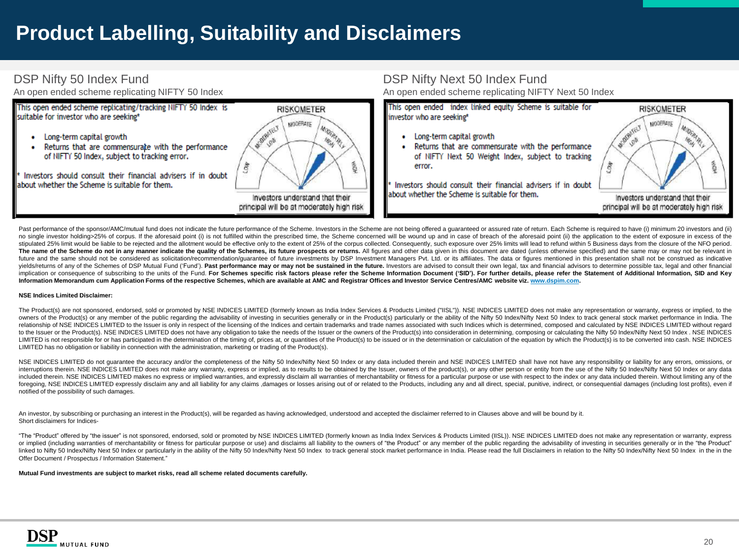# Product Labelling, Suitability and Disclaimers

## DSP Nifty 50 Index Fund

An open ended scheme replicating NIFTY 50 Index

This open ended scheme replicating/tracking NIFTY 50 Index is suitable for investor who are seeking*

- Long-term capital growth
- Returns that are commensurate with the performance of NIFTY 50 Index, subject to tracking error.

* Investors should consult their financial advisers if in doubt about whether the Scheme is suitable for them.

RISKOMETER

Investors understand that their principal will be at moderately high risk

## DSP Nifty Next 50 Index Fund

An open ended scheme replicating NIFTY Next 50 Index

This open ended index linked equity Scheme is suitable for investor who are seeking*

- Long-term capital growth
- Returns that are commensurate with the performance of NIFTY Next 50 Weight Index, subject to tracking error.

* Investors should consult their financial advisers if in doubt about whether the Scheme is suitable for them.

RISKOMETER

Investors understand that their principal will be at moderately high risk

Past performance of the sponsor/AMC/mutual fund does not indicate the future performance of the Scheme. Investors in the Scheme are not being offered a guaranteed or assured rate of return. Each Scheme is required to have (i) minimum 20 investors and (ii) no single investor holding>25% of corpus. If the aforesaid point (i) is not fulfilled within the prescribed time, the Scheme concerned will be wound up and in case of breach of the aforesaid point (ii) the application to the extent of exposure in excess of the stipulated 25% limit would be liable to be rejected and the allotment would be effective only to the extent of 25% of the corpus collected. Consequently, such exposure over 25% limits will lead to refund within 5 Business days from the closure of the NFO period. **The name of the Scheme do not in any manner indicate the quality of the Schemes, its future prospects or returns.** All figures and other data given in this document are dated (unless otherwise specified) and the same may or may not be relevant in future and the same should not be considered as solicitation/recommendation/guarantee of future investments by DSP Investment Managers Pvt. Ltd. or its affiliates. The data or figures mentioned in this presentation shall not be construed as indicative yields/returns of any of the Schemes of DSP Mutual Fund ('Fund'). **Past performance may or may not be sustained in the future.** Investors are advised to consult their own legal, tax and financial advisors to determine possible tax, legal and other financial implication or consequence of subscribing to the units of the Fund. **For Schemes specific risk factors please refer the Scheme Information Document ('SID'). For further details, please refer the Statement of Additional Information, SID and Key Information Memorandum cum Application Forms of the respective Schemes, which are available at AMC and Registrar Offices and Investor Service Centres/AMC website viz. www.dspim.com.**

**NSE Indices Limited Disclaimer:**

The Product(s) are not sponsored, endorsed, sold or promoted by NSE INDICES LIMITED (formerly known as India Index Services & Products Limited ("IISL")). NSE INDICES LIMITED does not make any representation or warranty, express or implied, to the owners of the Product(s) or any member of the public regarding the advisability of investing in securities generally or in the Product(s) particularly or the ability of the Nifty 50 Index/Nifty Next 50 Index to track general stock market performance in India. The relationship of NSE INDICES LIMITED to the Issuer is only in respect of the licensing of the Indices and certain trademarks and trade names associated with such Indices which is determined, composed and calculated by NSE INDICES LIMITED without regard to the Issuer or the Product(s). NSE INDICES LIMITED does not have any obligation to take the needs of the Issuer or the owners of the Product(s) into consideration in determining, composing or calculating the Nifty 50 Index/Nifty Next 50 Index . NSE INDICES LIMITED is not responsible for or has participated in the determination of the timing of, prices at, or quantities of the Product(s) to be issued or in the determination or calculation of the equation by which the Product(s) is to be converted into cash. NSE INDICES LIMITED has no obligation or liability in connection with the administration, marketing or trading of the Product(s).

NSE INDICES LIMITED do not guarantee the accuracy and/or the completeness of the Nifty 50 Index/Nifty Next 50 Index or any data included therein and NSE INDICES LIMITED shall have not have any responsibility or liability for any errors, omissions, or interruptions therein. NSE INDICES LIMITED does not make any warranty, express or implied, as to results to be obtained by the Issuer, owners of the product(s), or any other person or entity from the use of the Nifty 50 Index/Nifty Next 50 Index or any data included therein. NSE INDICES LIMITED makes no express or implied warranties, and expressly disclaim all warranties of merchantability or fitness for a particular purpose or use with respect to the index or any data included therein. Without limiting any of the foregoing, NSE INDICES LIMITED expressly disclaim any and all liability for any claims ,damages or losses arising out of or related to the Products, including any and all direct, special, punitive, indirect, or consequential damages (including lost profits), even if notified of the possibility of such damages.

An investor, by subscribing or purchasing an interest in the Product(s), will be regarded as having acknowledged, understood and accepted the disclaimer referred to in Clauses above and will be bound by it.
Short disclaimers for Indices-

"The "Product" offered by "the issuer" is not sponsored, endorsed, sold or promoted by NSE INDICES LIMITED (formerly known as India Index Services & Products Limited (IISL)). NSE INDICES LIMITED does not make any representation or warranty, express or implied (including warranties of merchantability or fitness for particular purpose or use) and disclaims all liability to the owners of "the Product" or any member of the public regarding the advisability of investing in securities generally or in the "the Product" linked to Nifty 50 Index/Nifty Next 50 Index or particularly in the ability of the Nifty 50 Index/Nifty Next 50 Index to track general stock market performance in India. Please read the full Disclaimers in relation to the Nifty 50 Index/Nifty Next 50 Index in the in the Offer Document / Prospectus / Information Statement."

**Mutual Fund investments are subject to market risks, read all scheme related documents carefully.**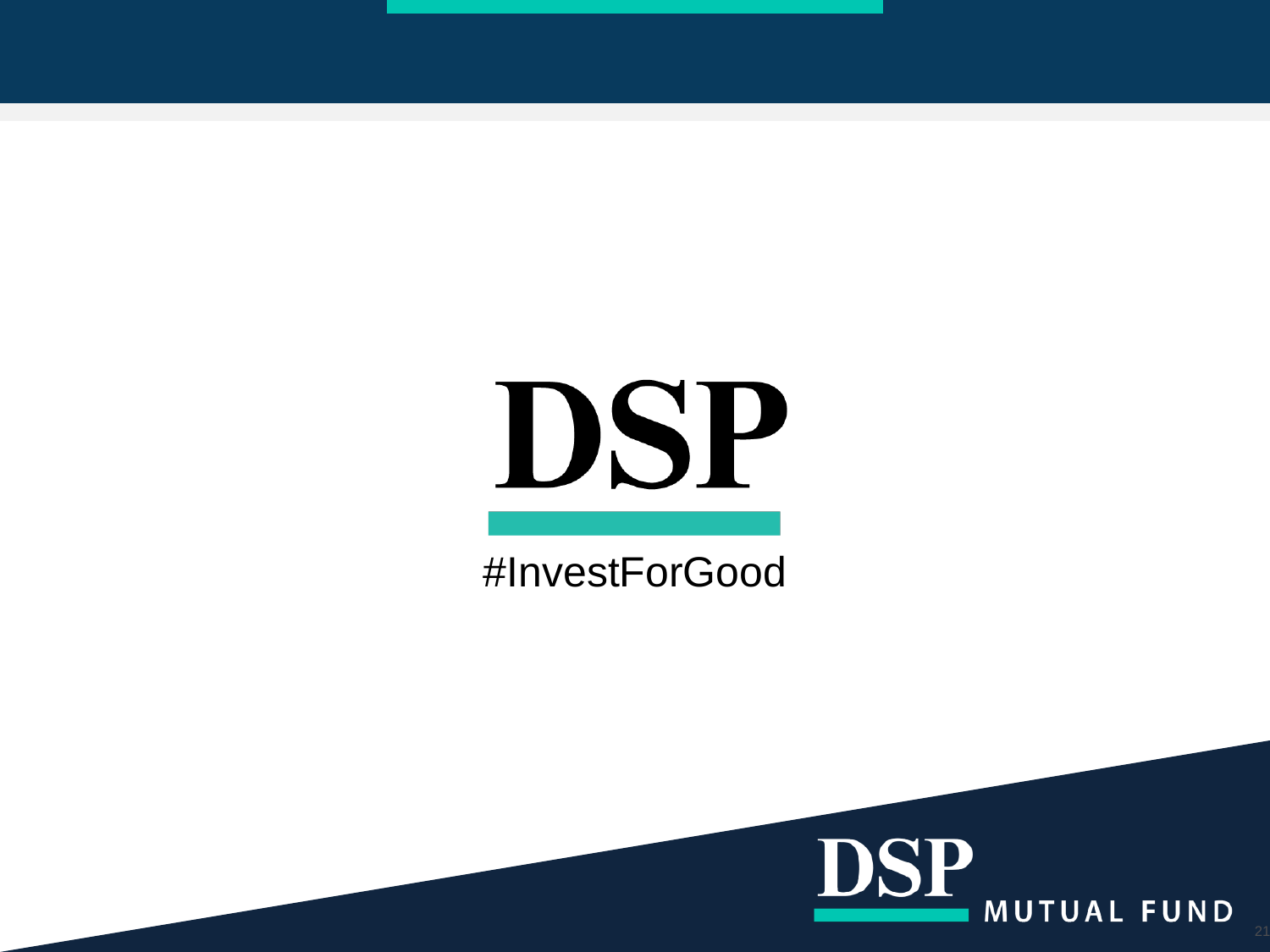DSP

#InvestForGood

DSP MUTUAL FUND